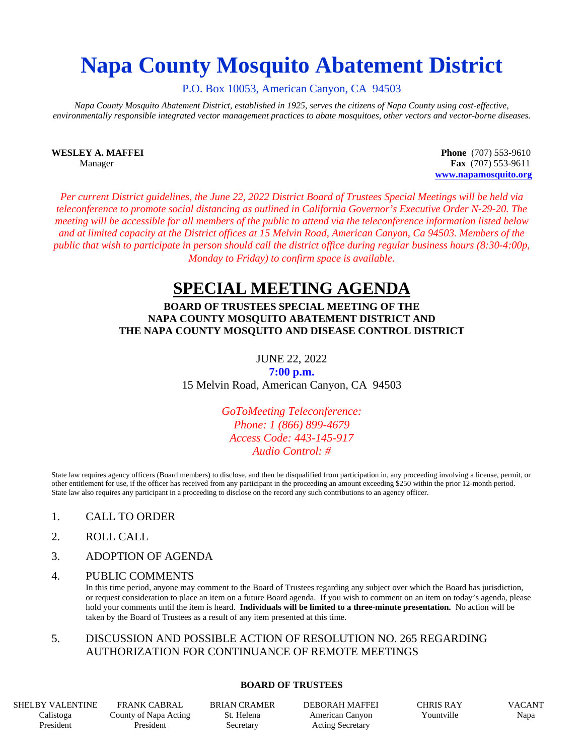# Napa County Mosquito Abatement District

P.O. Box 10053, American Canyon, CA 94503

*Napa County Mosquito Abatement District, established in 1925, serves the citizens of Napa County using cost-effective, environmentally responsible integrated vector management practices to abate mosquitoes, other vectors and vector-borne diseases.*

**WESLEY A. MAFFEI**
Manager

**Phone** (707) 553-9610
**Fax** (707) 553-9611
**www.napamosquito.org**

*Per current District guidelines, the June 22, 2022 District Board of Trustees Special Meetings will be held via teleconference to promote social distancing as outlined in California Governor's Executive Order N-29-20. The meeting will be accessible for all members of the public to attend via the teleconference information listed below and at limited capacity at the District offices at 15 Melvin Road, American Canyon, Ca 94503. Members of the public that wish to participate in person should call the district office during regular business hours (8:30-4:00p, Monday to Friday) to confirm space is available.*

## SPECIAL MEETING AGENDA

**BOARD OF TRUSTEES SPECIAL MEETING OF THE NAPA COUNTY MOSQUITO ABATEMENT DISTRICT AND THE NAPA COUNTY MOSQUITO AND DISEASE CONTROL DISTRICT**

JUNE 22, 2022
**7:00 p.m.**
15 Melvin Road, American Canyon, CA 94503

*GoToMeeting Teleconference:*
*Phone: 1 (866) 899-4679*
*Access Code: 443-145-917*
*Audio Control: #*

State law requires agency officers (Board members) to disclose, and then be disqualified from participation in, any proceeding involving a license, permit, or other entitlement for use, if the officer has received from any participant in the proceeding an amount exceeding $250 within the prior 12-month period. State law also requires any participant in a proceeding to disclose on the record any such contributions to an agency officer.

1. CALL TO ORDER
2. ROLL CALL
3. ADOPTION OF AGENDA
4. PUBLIC COMMENTS
   In this time period, anyone may comment to the Board of Trustees regarding any subject over which the Board has jurisdiction, or request consideration to place an item on a future Board agenda. If you wish to comment on an item on today's agenda, please hold your comments until the item is heard. **Individuals will be limited to a three-minute presentation.** No action will be taken by the Board of Trustees as a result of any item presented at this time.
5. DISCUSSION AND POSSIBLE ACTION OF RESOLUTION NO. 265 REGARDING AUTHORIZATION FOR CONTINUANCE OF REMOTE MEETINGS

**BOARD OF TRUSTEES**

| SHELBY VALENTINE | FRANK CABRAL | BRIAN CRAMER | DEBORAH MAFFEI | CHRIS RAY | VACANT |
|---|---|---|---|---|---|
| Calistoga | County of Napa Acting | St. Helena | American Canyon | Yountville | Napa |
| President | President | Secretary | Acting Secretary | | |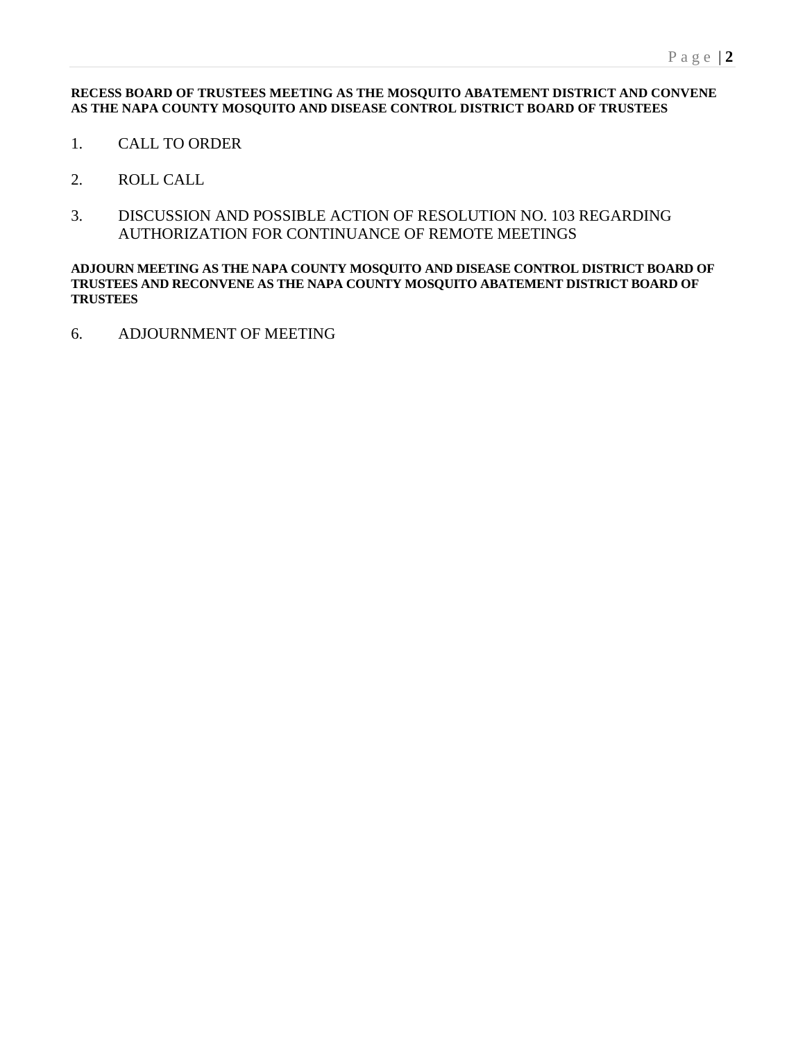**RECESS BOARD OF TRUSTEES MEETING AS THE MOSQUITO ABATEMENT DISTRICT AND CONVENE AS THE NAPA COUNTY MOSQUITO AND DISEASE CONTROL DISTRICT BOARD OF TRUSTEES**

1. CALL TO ORDER

2. ROLL CALL

3. DISCUSSION AND POSSIBLE ACTION OF RESOLUTION NO. 103 REGARDING AUTHORIZATION FOR CONTINUANCE OF REMOTE MEETINGS

**ADJOURN MEETING AS THE NAPA COUNTY MOSQUITO AND DISEASE CONTROL DISTRICT BOARD OF TRUSTEES AND RECONVENE AS THE NAPA COUNTY MOSQUITO ABATEMENT DISTRICT BOARD OF TRUSTEES**

6. ADJOURNMENT OF MEETING